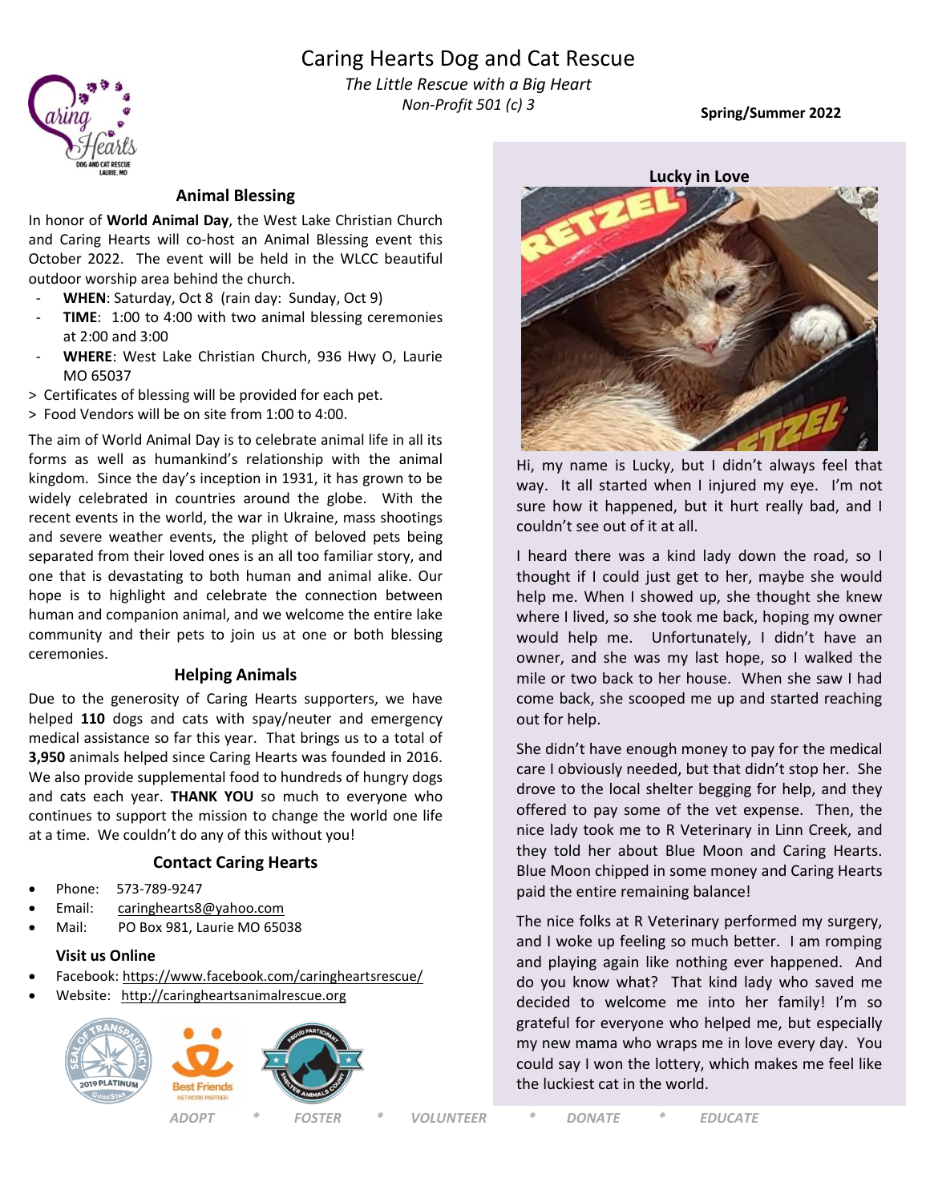# Caring Hearts Dog and Cat Rescue

*The Little Rescue with a Big Heart*

*Non-Profit 501 (c) 3*

**Spring/Summer 2022**

## Animal Blessing

In honor of **World Animal Day**, the West Lake Christian Church and Caring Hearts will co-host an Animal Blessing event this October 2022. The event will be held in the WLCC beautiful outdoor worship area behind the church.

- **WHEN**: Saturday, Oct 8 (rain day: Sunday, Oct 9)
- **TIME**: 1:00 to 4:00 with two animal blessing ceremonies at 2:00 and 3:00
- **WHERE**: West Lake Christian Church, 936 Hwy O, Laurie MO 65037

> Certificates of blessing will be provided for each pet.
> Food Vendors will be on site from 1:00 to 4:00.

The aim of World Animal Day is to celebrate animal life in all its forms as well as humankind's relationship with the animal kingdom. Since the day's inception in 1931, it has grown to be widely celebrated in countries around the globe. With the recent events in the world, the war in Ukraine, mass shootings and severe weather events, the plight of beloved pets being separated from their loved ones is an all too familiar story, and one that is devastating to both human and animal alike. Our hope is to highlight and celebrate the connection between human and companion animal, and we welcome the entire lake community and their pets to join us at one or both blessing ceremonies.

## Helping Animals

Due to the generosity of Caring Hearts supporters, we have helped **110** dogs and cats with spay/neuter and emergency medical assistance so far this year. That brings us to a total of **3,950** animals helped since Caring Hearts was founded in 2016. We also provide supplemental food to hundreds of hungry dogs and cats each year. **THANK YOU** so much to everyone who continues to support the mission to change the world one life at a time. We couldn't do any of this without you!

## Contact Caring Hearts

- Phone: 573-789-9247
- Email: caringhearts8@yahoo.com
- Mail: PO Box 981, Laurie MO 65038

### Visit us Online

- Facebook: https://www.facebook.com/caringheartsrescue/
- Website: http://caringheartsanimalrescue.org

## Lucky in Love

Hi, my name is Lucky, but I didn't always feel that way. It all started when I injured my eye. I'm not sure how it happened, but it hurt really bad, and I couldn't see out of it at all.

I heard there was a kind lady down the road, so I thought if I could just get to her, maybe she would help me. When I showed up, she thought she knew where I lived, so she took me back, hoping my owner would help me. Unfortunately, I didn't have an owner, and she was my last hope, so I walked the mile or two back to her house. When she saw I had come back, she scooped me up and started reaching out for help.

She didn't have enough money to pay for the medical care I obviously needed, but that didn't stop her. She drove to the local shelter begging for help, and they offered to pay some of the vet expense. Then, the nice lady took me to R Veterinary in Linn Creek, and they told her about Blue Moon and Caring Hearts. Blue Moon chipped in some money and Caring Hearts paid the entire remaining balance!

The nice folks at R Veterinary performed my surgery, and I woke up feeling so much better. I am romping and playing again like nothing ever happened. And do you know what? That kind lady who saved me decided to welcome me into her family! I'm so grateful for everyone who helped me, but especially my new mama who wraps me in love every day. You could say I won the lottery, which makes me feel like the luckiest cat in the world.

*ADOPT * FOSTER * VOLUNTEER * DONATE * EDUCATE*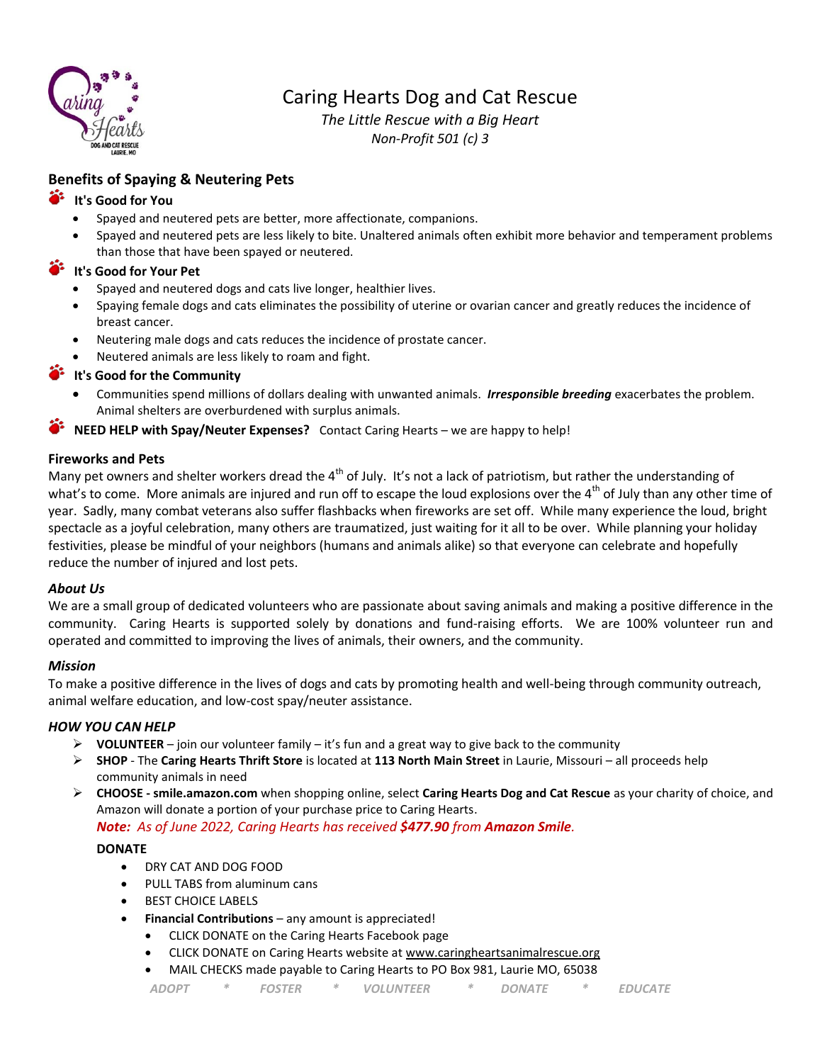# Caring Hearts Dog and Cat Rescue

*The Little Rescue with a Big Heart*
*Non-Profit 501 (c) 3*

## Benefits of Spaying & Neutering Pets

### It's Good for You

- Spayed and neutered pets are better, more affectionate, companions.
- Spayed and neutered pets are less likely to bite. Unaltered animals often exhibit more behavior and temperament problems than those that have been spayed or neutered.

### It's Good for Your Pet

- Spayed and neutered dogs and cats live longer, healthier lives.
- Spaying female dogs and cats eliminates the possibility of uterine or ovarian cancer and greatly reduces the incidence of breast cancer.
- Neutering male dogs and cats reduces the incidence of prostate cancer.
- Neutered animals are less likely to roam and fight.

### It's Good for the Community

- Communities spend millions of dollars dealing with unwanted animals. ***Irresponsible breeding*** exacerbates the problem. Animal shelters are overburdened with surplus animals.

**NEED HELP with Spay/Neuter Expenses?** Contact Caring Hearts – we are happy to help!

## Fireworks and Pets

Many pet owners and shelter workers dread the 4th of July. It's not a lack of patriotism, but rather the understanding of what's to come. More animals are injured and run off to escape the loud explosions over the 4th of July than any other time of year. Sadly, many combat veterans also suffer flashbacks when fireworks are set off. While many experience the loud, bright spectacle as a joyful celebration, many others are traumatized, just waiting for it all to be over. While planning your holiday festivities, please be mindful of your neighbors (humans and animals alike) so that everyone can celebrate and hopefully reduce the number of injured and lost pets.

## *About Us*

We are a small group of dedicated volunteers who are passionate about saving animals and making a positive difference in the community. Caring Hearts is supported solely by donations and fund-raising efforts. We are 100% volunteer run and operated and committed to improving the lives of animals, their owners, and the community.

## *Mission*

To make a positive difference in the lives of dogs and cats by promoting health and well-being through community outreach, animal welfare education, and low-cost spay/neuter assistance.

## *HOW YOU CAN HELP*

- **VOLUNTEER** – join our volunteer family – it's fun and a great way to give back to the community
- **SHOP** - The **Caring Hearts Thrift Store** is located at **113 North Main Street** in Laurie, Missouri – all proceeds help community animals in need
- **CHOOSE - smile.amazon.com** when shopping online, select **Caring Hearts Dog and Cat Rescue** as your charity of choice, and Amazon will donate a portion of your purchase price to Caring Hearts.

  ***Note:*** *As of June 2022, Caring Hearts has received* ***$477.90*** *from* ***Amazon Smile****.*

**DONATE**

- DRY CAT AND DOG FOOD
- PULL TABS from aluminum cans
- BEST CHOICE LABELS
- **Financial Contributions** – any amount is appreciated!
  - CLICK DONATE on the Caring Hearts Facebook page
  - CLICK DONATE on Caring Hearts website at www.caringheartsanimalrescue.org
  - MAIL CHECKS made payable to Caring Hearts to PO Box 981, Laurie MO, 65038

*ADOPT * FOSTER * VOLUNTEER * DONATE * EDUCATE*